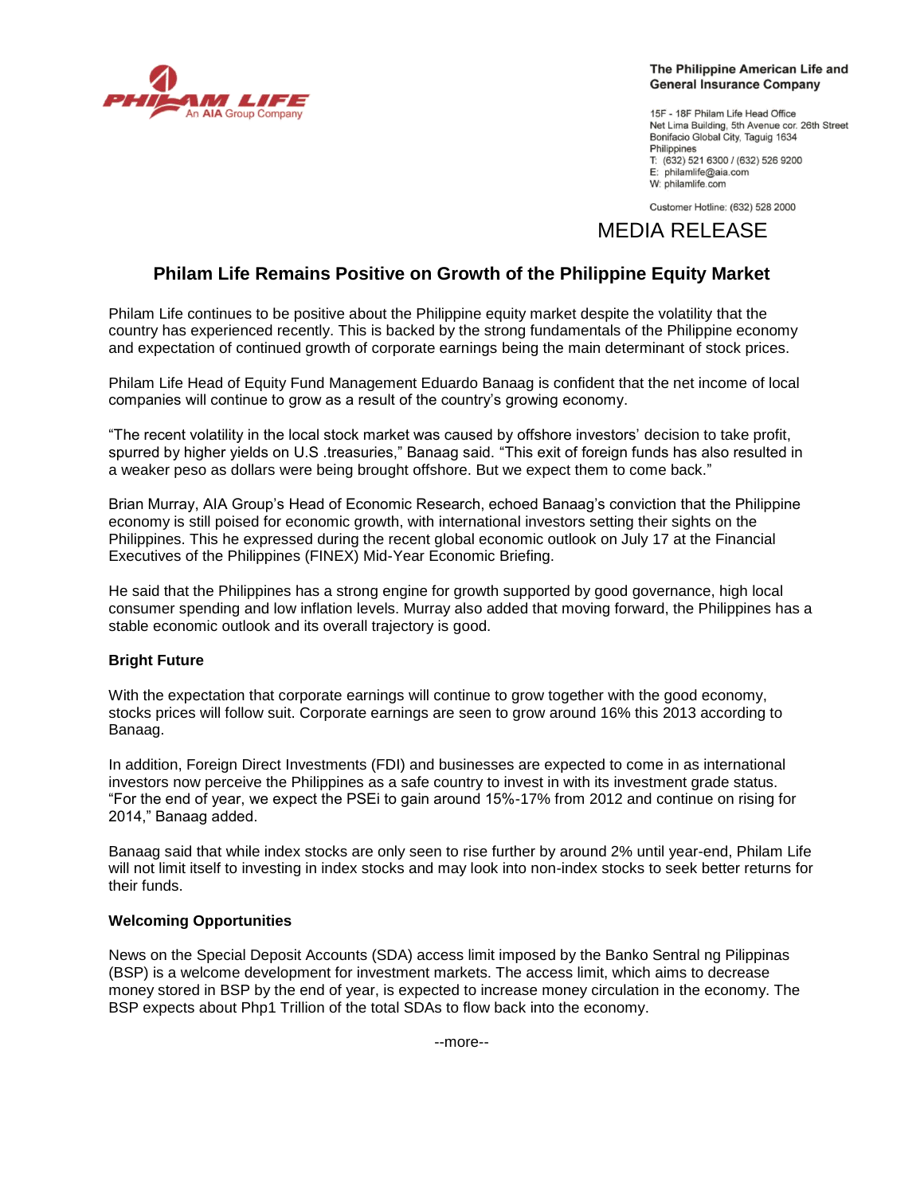PHILAM LIFE
An AIA Group Company

**The Philippine American Life and General Insurance Company**

15F - 18F Philam Life Head Office
Net Lima Building, 5th Avenue cor. 26th Street
Bonifacio Global City, Taguig 1634
Philippines
T: (632) 521 6300 / (632) 526 9200
E: philamlife@aia.com
W: philamlife.com

Customer Hotline: (632) 528 2000

MEDIA RELEASE

## Philam Life Remains Positive on Growth of the Philippine Equity Market

Philam Life continues to be positive about the Philippine equity market despite the volatility that the country has experienced recently. This is backed by the strong fundamentals of the Philippine economy and expectation of continued growth of corporate earnings being the main determinant of stock prices.

Philam Life Head of Equity Fund Management Eduardo Banaag is confident that the net income of local companies will continue to grow as a result of the country's growing economy.

"The recent volatility in the local stock market was caused by offshore investors' decision to take profit, spurred by higher yields on U.S .treasuries," Banaag said. "This exit of foreign funds has also resulted in a weaker peso as dollars were being brought offshore. But we expect them to come back."

Brian Murray, AIA Group's Head of Economic Research, echoed Banaag's conviction that the Philippine economy is still poised for economic growth, with international investors setting their sights on the Philippines. This he expressed during the recent global economic outlook on July 17 at the Financial Executives of the Philippines (FINEX) Mid-Year Economic Briefing.

He said that the Philippines has a strong engine for growth supported by good governance, high local consumer spending and low inflation levels. Murray also added that moving forward, the Philippines has a stable economic outlook and its overall trajectory is good.

**Bright Future**

With the expectation that corporate earnings will continue to grow together with the good economy, stocks prices will follow suit. Corporate earnings are seen to grow around 16% this 2013 according to Banaag.

In addition, Foreign Direct Investments (FDI) and businesses are expected to come in as international investors now perceive the Philippines as a safe country to invest in with its investment grade status. "For the end of year, we expect the PSEi to gain around 15%-17% from 2012 and continue on rising for 2014," Banaag added.

Banaag said that while index stocks are only seen to rise further by around 2% until year-end, Philam Life will not limit itself to investing in index stocks and may look into non-index stocks to seek better returns for their funds.

**Welcoming Opportunities**

News on the Special Deposit Accounts (SDA) access limit imposed by the Banko Sentral ng Pilippinas (BSP) is a welcome development for investment markets. The access limit, which aims to decrease money stored in BSP by the end of year, is expected to increase money circulation in the economy. The BSP expects about Php1 Trillion of the total SDAs to flow back into the economy.

--more--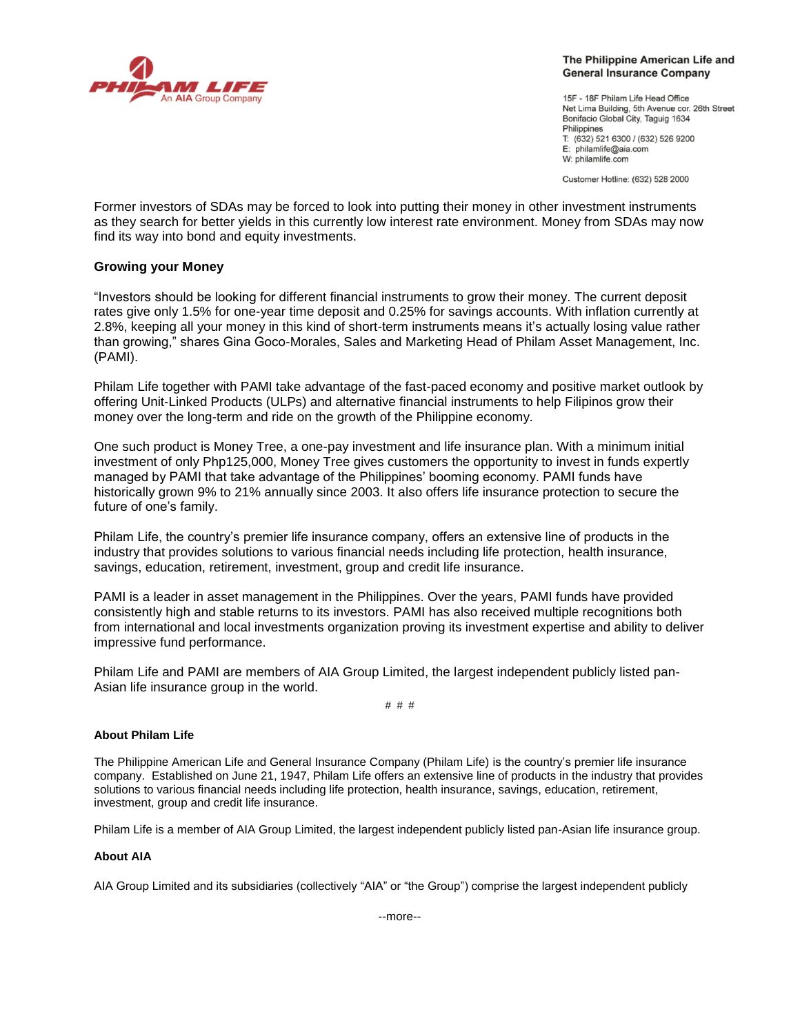Former investors of SDAs may be forced to look into putting their money in other investment instruments as they search for better yields in this currently low interest rate environment. Money from SDAs may now find its way into bond and equity investments.

**Growing your Money**

"Investors should be looking for different financial instruments to grow their money. The current deposit rates give only 1.5% for one-year time deposit and 0.25% for savings accounts. With inflation currently at 2.8%, keeping all your money in this kind of short-term instruments means it's actually losing value rather than growing," shares Gina Goco-Morales, Sales and Marketing Head of Philam Asset Management, Inc. (PAMI).

Philam Life together with PAMI take advantage of the fast-paced economy and positive market outlook by offering Unit-Linked Products (ULPs) and alternative financial instruments to help Filipinos grow their money over the long-term and ride on the growth of the Philippine economy.

One such product is Money Tree, a one-pay investment and life insurance plan. With a minimum initial investment of only Php125,000, Money Tree gives customers the opportunity to invest in funds expertly managed by PAMI that take advantage of the Philippines' booming economy. PAMI funds have historically grown 9% to 21% annually since 2003. It also offers life insurance protection to secure the future of one's family.

Philam Life, the country's premier life insurance company, offers an extensive line of products in the industry that provides solutions to various financial needs including life protection, health insurance, savings, education, retirement, investment, group and credit life insurance.

PAMI is a leader in asset management in the Philippines. Over the years, PAMI funds have provided consistently high and stable returns to its investors. PAMI has also received multiple recognitions both from international and local investments organization proving its investment expertise and ability to deliver impressive fund performance.

Philam Life and PAMI are members of AIA Group Limited, the largest independent publicly listed pan-Asian life insurance group in the world.

# # #

**About Philam Life**

The Philippine American Life and General Insurance Company (Philam Life) is the country's premier life insurance company. Established on June 21, 1947, Philam Life offers an extensive line of products in the industry that provides solutions to various financial needs including life protection, health insurance, savings, education, retirement, investment, group and credit life insurance.

Philam Life is a member of AIA Group Limited, the largest independent publicly listed pan-Asian life insurance group.

**About AIA**

AIA Group Limited and its subsidiaries (collectively "AIA" or "the Group") comprise the largest independent publicly

--more--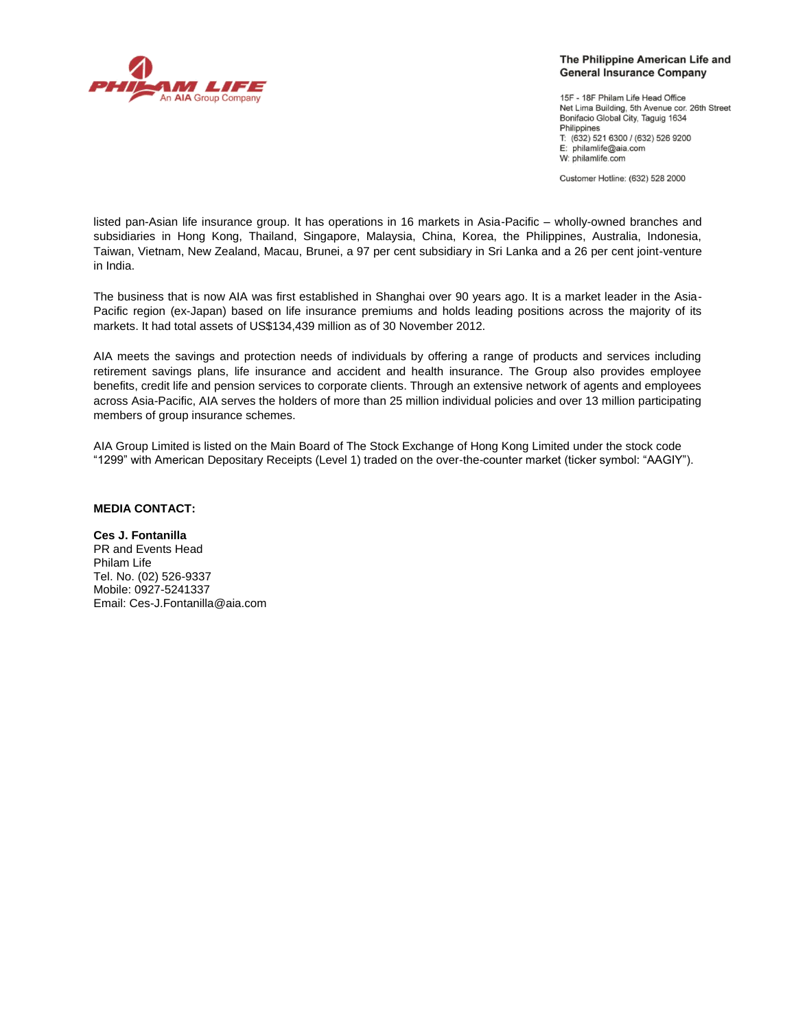listed pan-Asian life insurance group. It has operations in 16 markets in Asia-Pacific – wholly-owned branches and subsidiaries in Hong Kong, Thailand, Singapore, Malaysia, China, Korea, the Philippines, Australia, Indonesia, Taiwan, Vietnam, New Zealand, Macau, Brunei, a 97 per cent subsidiary in Sri Lanka and a 26 per cent joint-venture in India.

The business that is now AIA was first established in Shanghai over 90 years ago. It is a market leader in the Asia-Pacific region (ex-Japan) based on life insurance premiums and holds leading positions across the majority of its markets. It had total assets of US$134,439 million as of 30 November 2012.

AIA meets the savings and protection needs of individuals by offering a range of products and services including retirement savings plans, life insurance and accident and health insurance. The Group also provides employee benefits, credit life and pension services to corporate clients. Through an extensive network of agents and employees across Asia-Pacific, AIA serves the holders of more than 25 million individual policies and over 13 million participating members of group insurance schemes.

AIA Group Limited is listed on the Main Board of The Stock Exchange of Hong Kong Limited under the stock code "1299" with American Depositary Receipts (Level 1) traded on the over-the-counter market (ticker symbol: "AAGIY").

**MEDIA CONTACT:**

**Ces J. Fontanilla**
PR and Events Head
Philam Life
Tel. No. (02) 526-9337
Mobile: 0927-5241337
Email: Ces-J.Fontanilla@aia.com